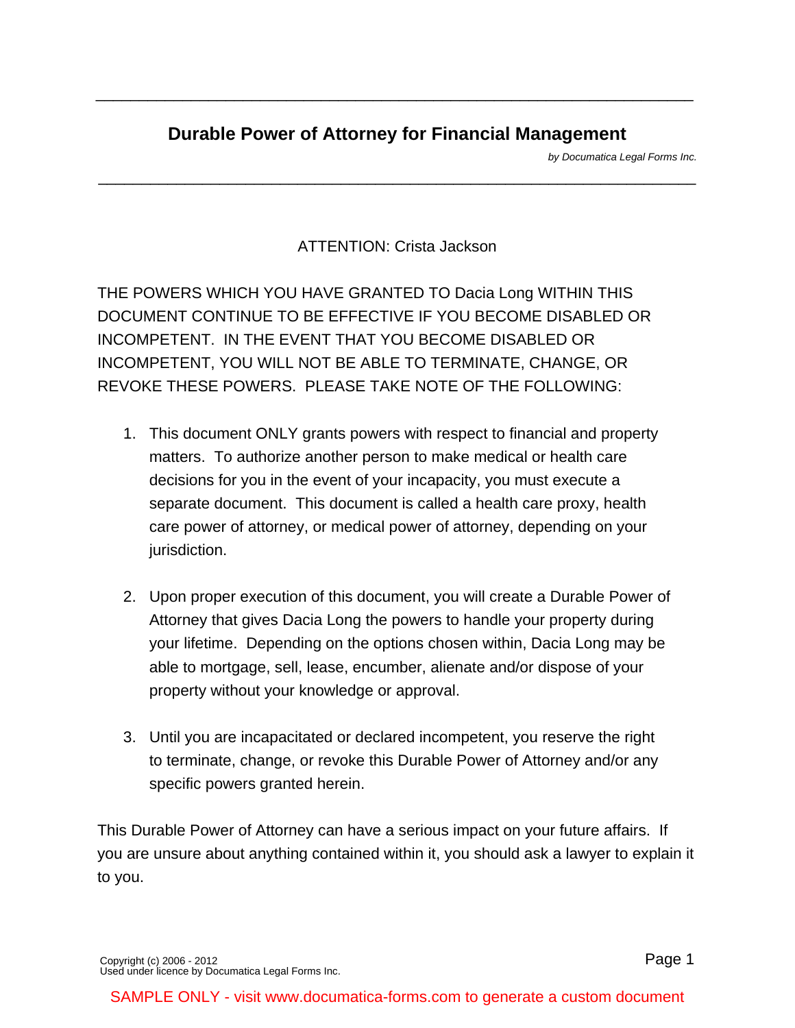# Durable Power of Attorney for Financial Management

*by Documatica Legal Forms Inc.*

ATTENTION: Crista Jackson

THE POWERS WHICH YOU HAVE GRANTED TO Dacia Long WITHIN THIS DOCUMENT CONTINUE TO BE EFFECTIVE IF YOU BECOME DISABLED OR INCOMPETENT. IN THE EVENT THAT YOU BECOME DISABLED OR INCOMPETENT, YOU WILL NOT BE ABLE TO TERMINATE, CHANGE, OR REVOKE THESE POWERS. PLEASE TAKE NOTE OF THE FOLLOWING:

1. This document ONLY grants powers with respect to financial and property matters. To authorize another person to make medical or health care decisions for you in the event of your incapacity, you must execute a separate document. This document is called a health care proxy, health care power of attorney, or medical power of attorney, depending on your jurisdiction.

2. Upon proper execution of this document, you will create a Durable Power of Attorney that gives Dacia Long the powers to handle your property during your lifetime. Depending on the options chosen within, Dacia Long may be able to mortgage, sell, lease, encumber, alienate and/or dispose of your property without your knowledge or approval.

3. Until you are incapacitated or declared incompetent, you reserve the right to terminate, change, or revoke this Durable Power of Attorney and/or any specific powers granted herein.

This Durable Power of Attorney can have a serious impact on your future affairs. If you are unsure about anything contained within it, you should ask a lawyer to explain it to you.

Copyright (c) 2006 - 2012
Used under licence by Documatica Legal Forms Inc.

SAMPLE ONLY - visit www.documatica-forms.com to generate a custom document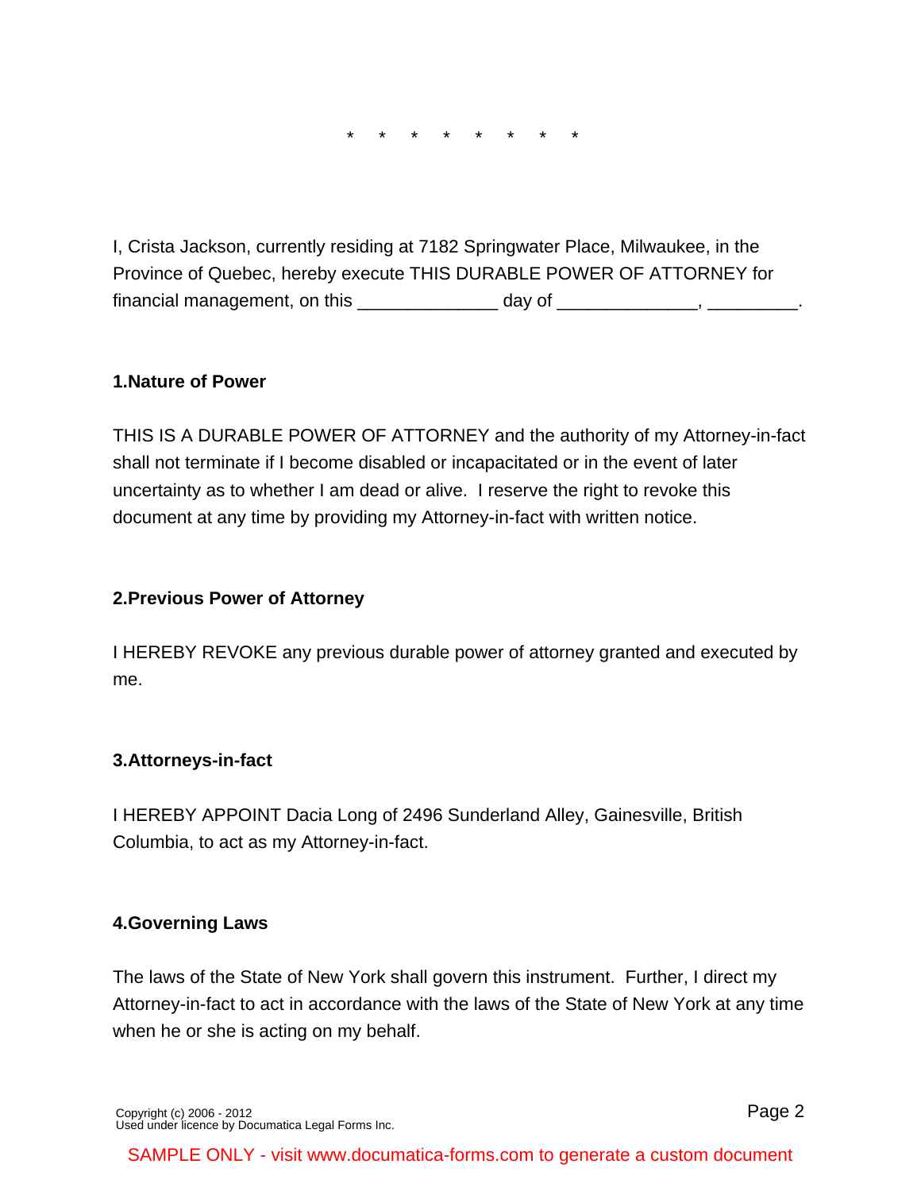\*   \*   \*   \*   \*   \*   \*   \*

I, Crista Jackson, currently residing at 7182 Springwater Place, Milwaukee, in the Province of Quebec, hereby execute THIS DURABLE POWER OF ATTORNEY for financial management, on this ______________ day of ______________, _________.

**1.Nature of Power**

THIS IS A DURABLE POWER OF ATTORNEY and the authority of my Attorney-in-fact shall not terminate if I become disabled or incapacitated or in the event of later uncertainty as to whether I am dead or alive. I reserve the right to revoke this document at any time by providing my Attorney-in-fact with written notice.

**2.Previous Power of Attorney**

I HEREBY REVOKE any previous durable power of attorney granted and executed by me.

**3.Attorneys-in-fact**

I HEREBY APPOINT Dacia Long of 2496 Sunderland Alley, Gainesville, British Columbia, to act as my Attorney-in-fact.

**4.Governing Laws**

The laws of the State of New York shall govern this instrument. Further, I direct my Attorney-in-fact to act in accordance with the laws of the State of New York at any time when he or she is acting on my behalf.

Copyright (c) 2006 - 2012
Used under licence by Documatica Legal Forms Inc.

SAMPLE ONLY - visit www.documatica-forms.com to generate a custom document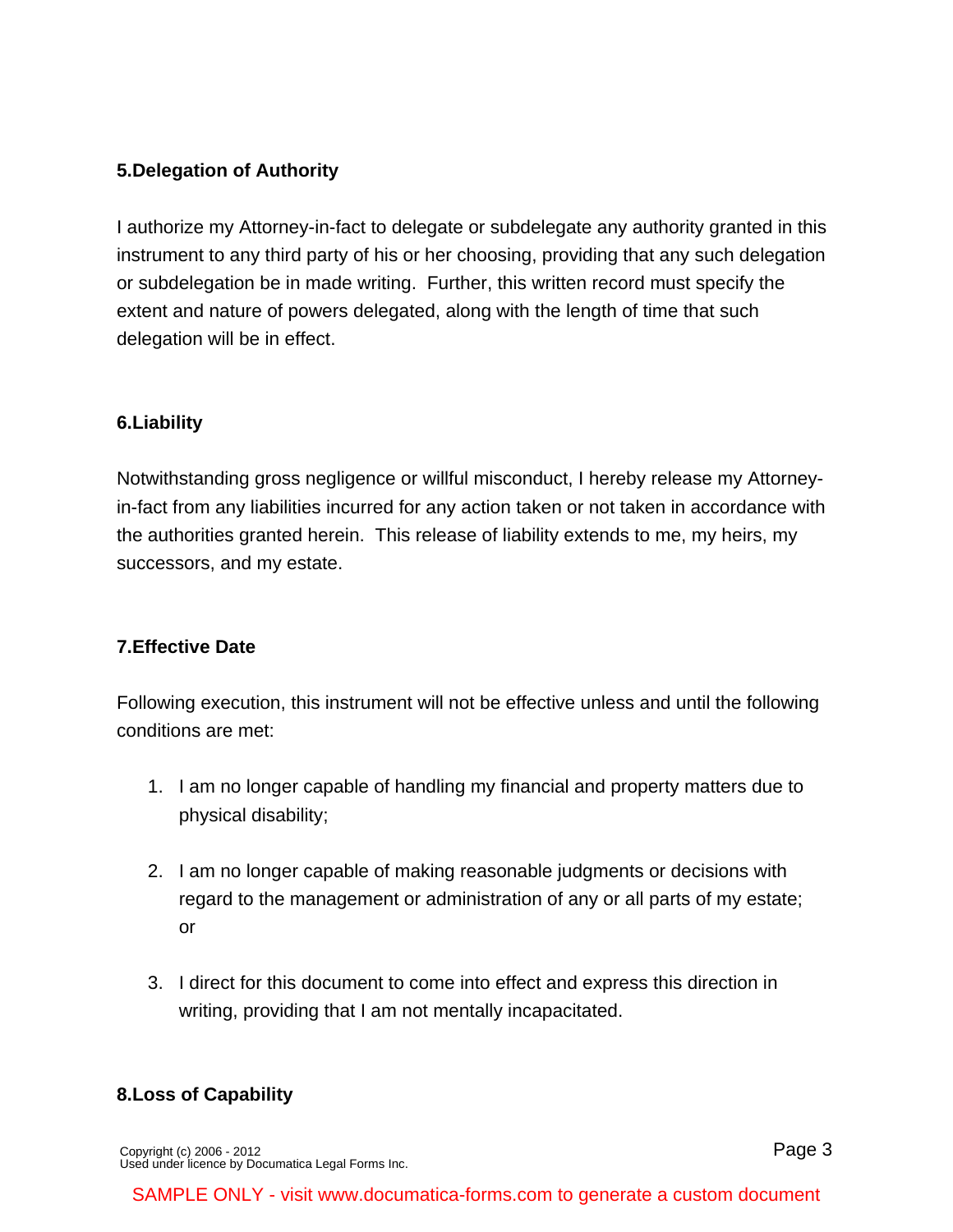## 5.Delegation of Authority

I authorize my Attorney-in-fact to delegate or subdelegate any authority granted in this instrument to any third party of his or her choosing, providing that any such delegation or subdelegation be in made writing. Further, this written record must specify the extent and nature of powers delegated, along with the length of time that such delegation will be in effect.

## 6.Liability

Notwithstanding gross negligence or willful misconduct, I hereby release my Attorney-in-fact from any liabilities incurred for any action taken or not taken in accordance with the authorities granted herein. This release of liability extends to me, my heirs, my successors, and my estate.

## 7.Effective Date

Following execution, this instrument will not be effective unless and until the following conditions are met:

1. I am no longer capable of handling my financial and property matters due to physical disability;

2. I am no longer capable of making reasonable judgments or decisions with regard to the management or administration of any or all parts of my estate; or

3. I direct for this document to come into effect and express this direction in writing, providing that I am not mentally incapacitated.

## 8.Loss of Capability

Copyright (c) 2006 - 2012
Used under licence by Documatica Legal Forms Inc.

SAMPLE ONLY - visit www.documatica-forms.com to generate a custom document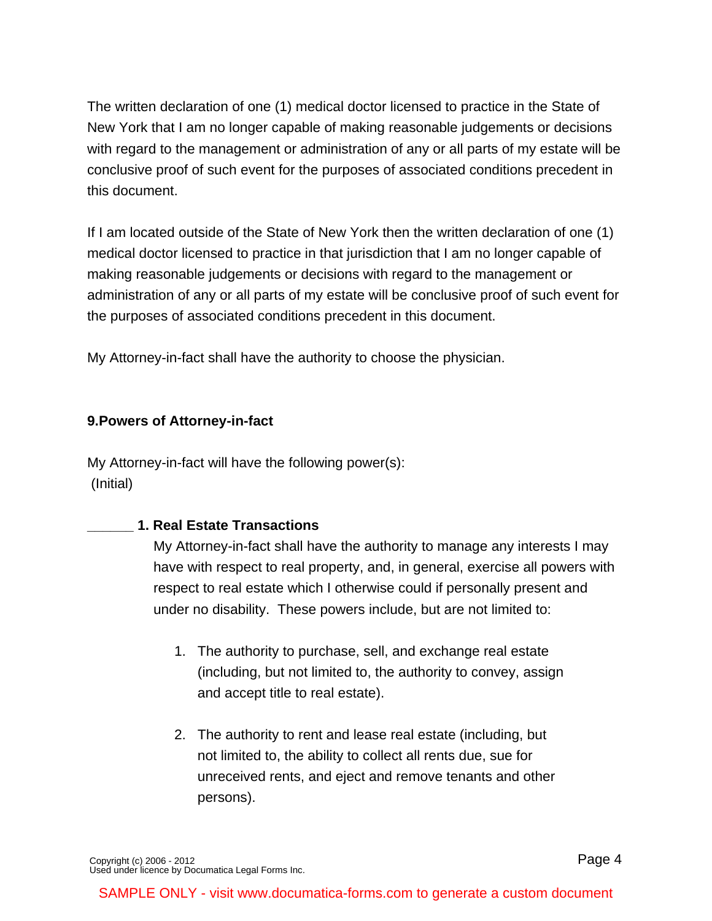The written declaration of one (1) medical doctor licensed to practice in the State of New York that I am no longer capable of making reasonable judgements or decisions with regard to the management or administration of any or all parts of my estate will be conclusive proof of such event for the purposes of associated conditions precedent in this document.

If I am located outside of the State of New York then the written declaration of one (1) medical doctor licensed to practice in that jurisdiction that I am no longer capable of making reasonable judgements or decisions with regard to the management or administration of any or all parts of my estate will be conclusive proof of such event for the purposes of associated conditions precedent in this document.

My Attorney-in-fact shall have the authority to choose the physician.

**9.Powers of Attorney-in-fact**

My Attorney-in-fact will have the following power(s):
(Initial)

______ **1. Real Estate Transactions**

My Attorney-in-fact shall have the authority to manage any interests I may have with respect to real property, and, in general, exercise all powers with respect to real estate which I otherwise could if personally present and under no disability. These powers include, but are not limited to:

1. The authority to purchase, sell, and exchange real estate (including, but not limited to, the authority to convey, assign and accept title to real estate).

2. The authority to rent and lease real estate (including, but not limited to, the ability to collect all rents due, sue for unreceived rents, and eject and remove tenants and other persons).

Copyright (c) 2006 - 2012
Used under licence by Documatica Legal Forms Inc.

SAMPLE ONLY - visit www.documatica-forms.com to generate a custom document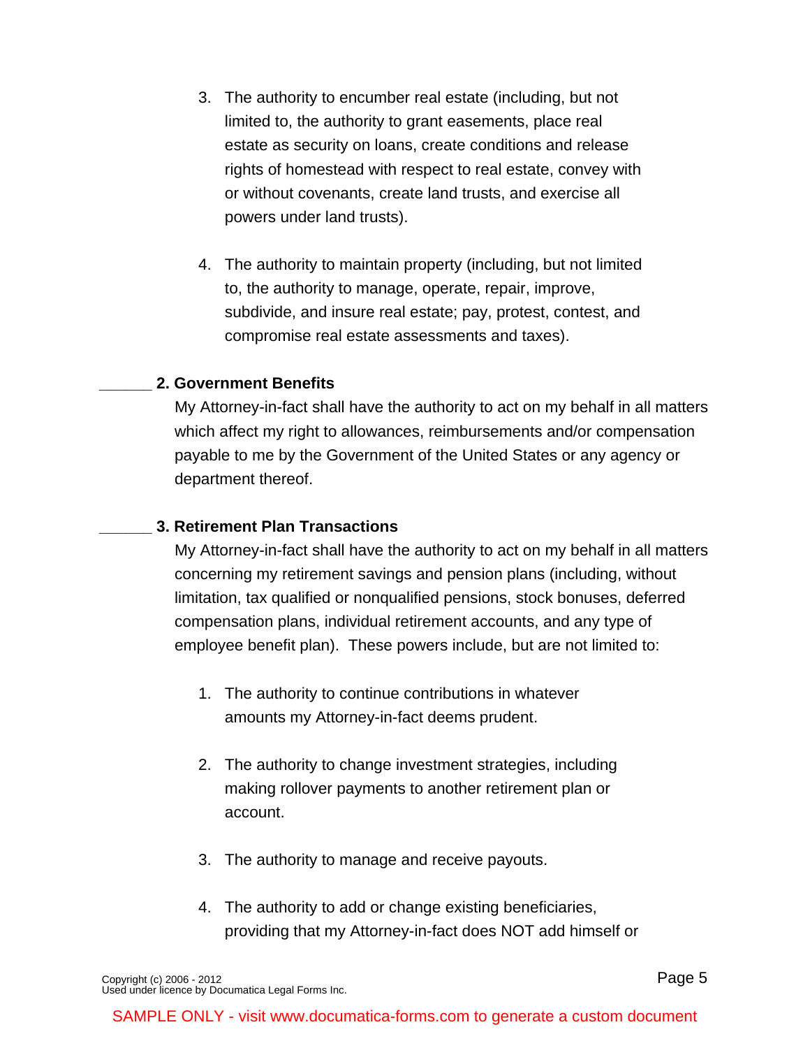3. The authority to encumber real estate (including, but not limited to, the authority to grant easements, place real estate as security on loans, create conditions and release rights of homestead with respect to real estate, convey with or without covenants, create land trusts, and exercise all powers under land trusts).

4. The authority to maintain property (including, but not limited to, the authority to manage, operate, repair, improve, subdivide, and insure real estate; pay, protest, contest, and compromise real estate assessments and taxes).

______ **2. Government Benefits**

My Attorney-in-fact shall have the authority to act on my behalf in all matters which affect my right to allowances, reimbursements and/or compensation payable to me by the Government of the United States or any agency or department thereof.

______ **3. Retirement Plan Transactions**

My Attorney-in-fact shall have the authority to act on my behalf in all matters concerning my retirement savings and pension plans (including, without limitation, tax qualified or nonqualified pensions, stock bonuses, deferred compensation plans, individual retirement accounts, and any type of employee benefit plan). These powers include, but are not limited to:

1. The authority to continue contributions in whatever amounts my Attorney-in-fact deems prudent.

2. The authority to change investment strategies, including making rollover payments to another retirement plan or account.

3. The authority to manage and receive payouts.

4. The authority to add or change existing beneficiaries, providing that my Attorney-in-fact does NOT add himself or

Copyright (c) 2006 - 2012
Used under licence by Documatica Legal Forms Inc.

SAMPLE ONLY - visit www.documatica-forms.com to generate a custom document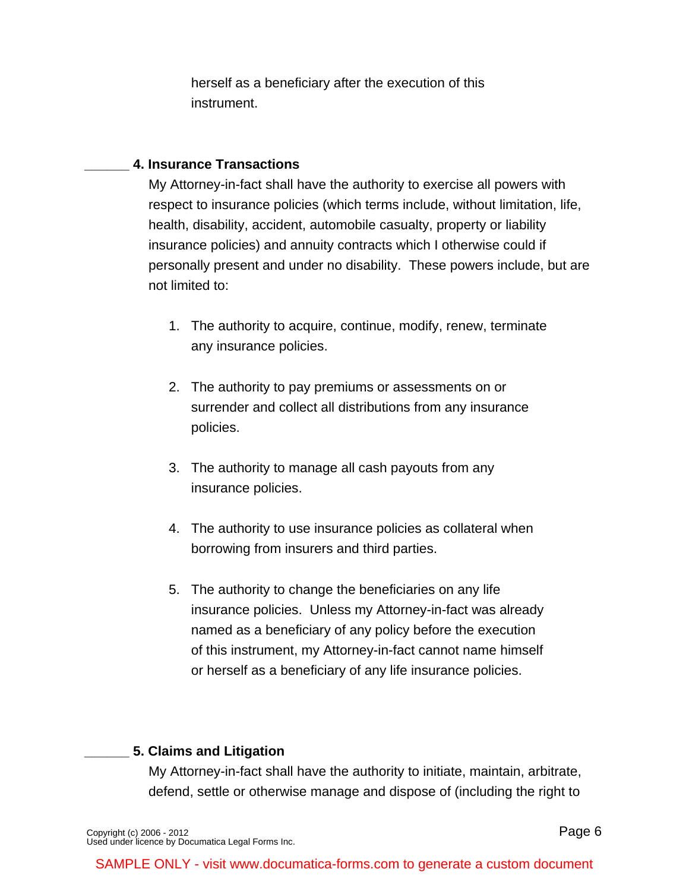herself as a beneficiary after the execution of this instrument.

______ **4. Insurance Transactions**

My Attorney-in-fact shall have the authority to exercise all powers with respect to insurance policies (which terms include, without limitation, life, health, disability, accident, automobile casualty, property or liability insurance policies) and annuity contracts which I otherwise could if personally present and under no disability. These powers include, but are not limited to:

1. The authority to acquire, continue, modify, renew, terminate any insurance policies.

2. The authority to pay premiums or assessments on or surrender and collect all distributions from any insurance policies.

3. The authority to manage all cash payouts from any insurance policies.

4. The authority to use insurance policies as collateral when borrowing from insurers and third parties.

5. The authority to change the beneficiaries on any life insurance policies. Unless my Attorney-in-fact was already named as a beneficiary of any policy before the execution of this instrument, my Attorney-in-fact cannot name himself or herself as a beneficiary of any life insurance policies.

______ **5. Claims and Litigation**

My Attorney-in-fact shall have the authority to initiate, maintain, arbitrate, defend, settle or otherwise manage and dispose of (including the right to

Copyright (c) 2006 - 2012
Used under licence by Documatica Legal Forms Inc.

SAMPLE ONLY - visit www.documatica-forms.com to generate a custom document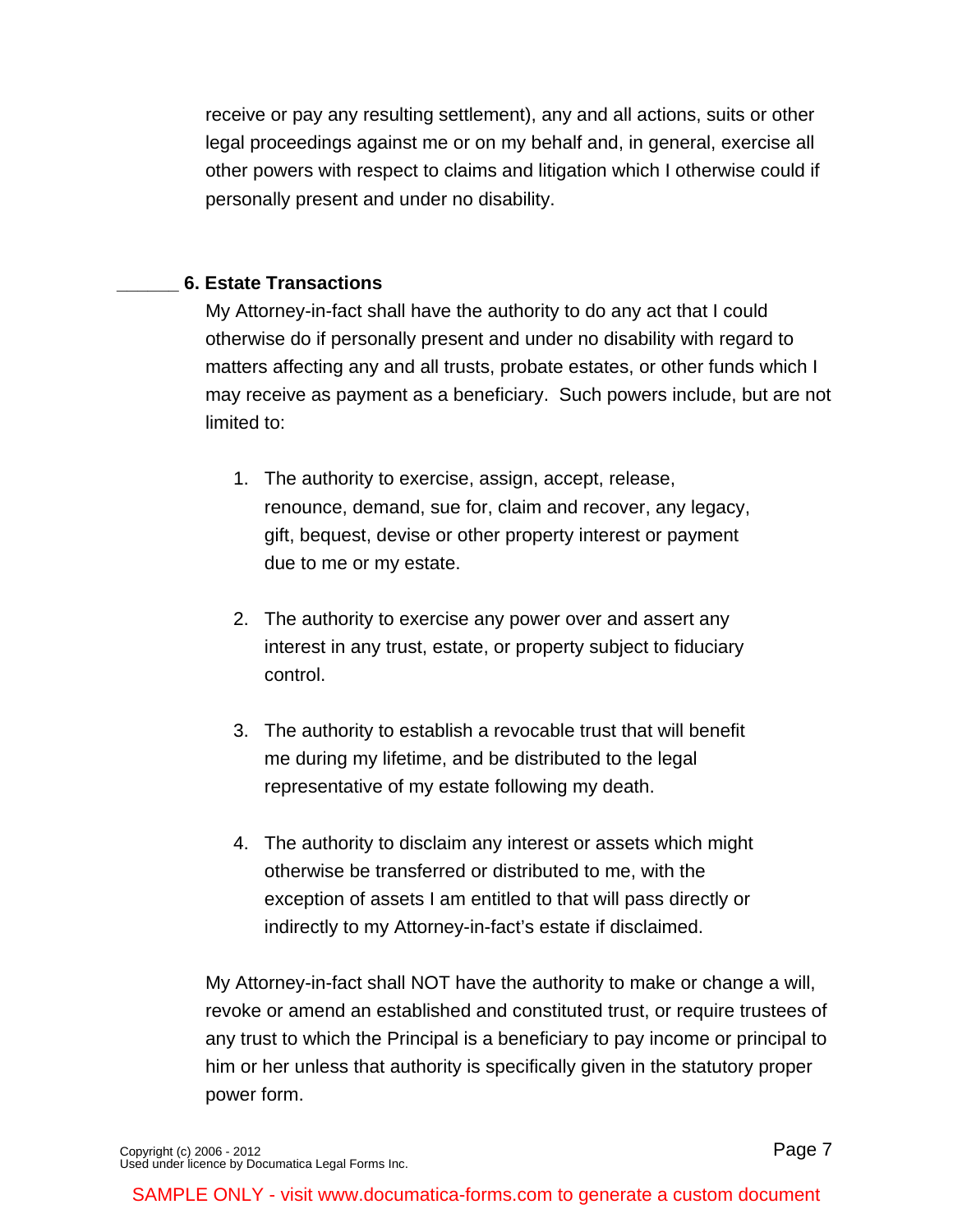receive or pay any resulting settlement), any and all actions, suits or other legal proceedings against me or on my behalf and, in general, exercise all other powers with respect to claims and litigation which I otherwise could if personally present and under no disability.

______ **6. Estate Transactions**

My Attorney-in-fact shall have the authority to do any act that I could otherwise do if personally present and under no disability with regard to matters affecting any and all trusts, probate estates, or other funds which I may receive as payment as a beneficiary. Such powers include, but are not limited to:

1. The authority to exercise, assign, accept, release, renounce, demand, sue for, claim and recover, any legacy, gift, bequest, devise or other property interest or payment due to me or my estate.

2. The authority to exercise any power over and assert any interest in any trust, estate, or property subject to fiduciary control.

3. The authority to establish a revocable trust that will benefit me during my lifetime, and be distributed to the legal representative of my estate following my death.

4. The authority to disclaim any interest or assets which might otherwise be transferred or distributed to me, with the exception of assets I am entitled to that will pass directly or indirectly to my Attorney-in-fact's estate if disclaimed.

My Attorney-in-fact shall NOT have the authority to make or change a will, revoke or amend an established and constituted trust, or require trustees of any trust to which the Principal is a beneficiary to pay income or principal to him or her unless that authority is specifically given in the statutory proper power form.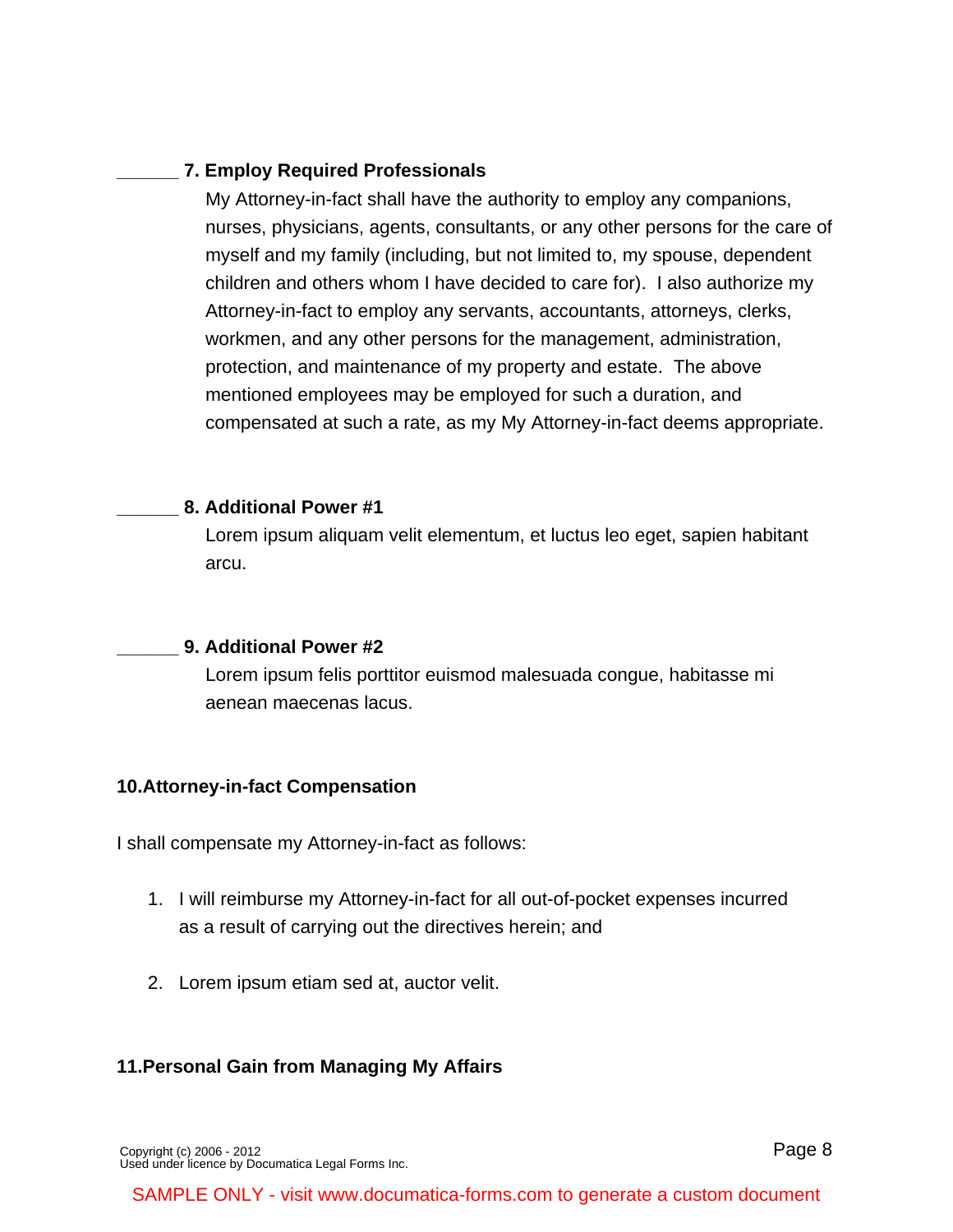______ **7. Employ Required Professionals**

My Attorney-in-fact shall have the authority to employ any companions, nurses, physicians, agents, consultants, or any other persons for the care of myself and my family (including, but not limited to, my spouse, dependent children and others whom I have decided to care for). I also authorize my Attorney-in-fact to employ any servants, accountants, attorneys, clerks, workmen, and any other persons for the management, administration, protection, and maintenance of my property and estate. The above mentioned employees may be employed for such a duration, and compensated at such a rate, as my My Attorney-in-fact deems appropriate.

______ **8. Additional Power #1**

Lorem ipsum aliquam velit elementum, et luctus leo eget, sapien habitant arcu.

______ **9. Additional Power #2**

Lorem ipsum felis porttitor euismod malesuada congue, habitasse mi aenean maecenas lacus.

**10.Attorney-in-fact Compensation**

I shall compensate my Attorney-in-fact as follows:

1. I will reimburse my Attorney-in-fact for all out-of-pocket expenses incurred as a result of carrying out the directives herein; and

2. Lorem ipsum etiam sed at, auctor velit.

**11.Personal Gain from Managing My Affairs**

Copyright (c) 2006 - 2012
Used under licence by Documatica Legal Forms Inc.

SAMPLE ONLY - visit www.documatica-forms.com to generate a custom document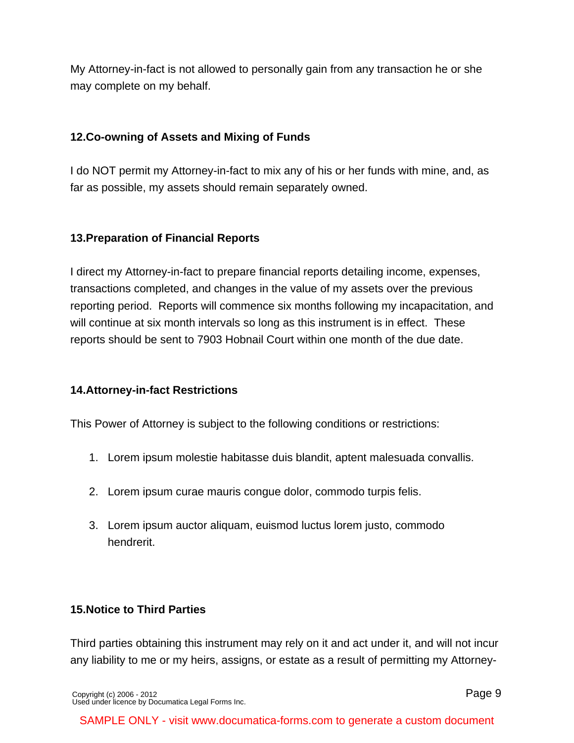My Attorney-in-fact is not allowed to personally gain from any transaction he or she may complete on my behalf.

### 12.Co-owning of Assets and Mixing of Funds

I do NOT permit my Attorney-in-fact to mix any of his or her funds with mine, and, as far as possible, my assets should remain separately owned.

### 13.Preparation of Financial Reports

I direct my Attorney-in-fact to prepare financial reports detailing income, expenses, transactions completed, and changes in the value of my assets over the previous reporting period. Reports will commence six months following my incapacitation, and will continue at six month intervals so long as this instrument is in effect. These reports should be sent to 7903 Hobnail Court within one month of the due date.

### 14.Attorney-in-fact Restrictions

This Power of Attorney is subject to the following conditions or restrictions:

1. Lorem ipsum molestie habitasse duis blandit, aptent malesuada convallis.

2. Lorem ipsum curae mauris congue dolor, commodo turpis felis.

3. Lorem ipsum auctor aliquam, euismod luctus lorem justo, commodo hendrerit.

### 15.Notice to Third Parties

Third parties obtaining this instrument may rely on it and act under it, and will not incur any liability to me or my heirs, assigns, or estate as a result of permitting my Attorney-

Copyright (c) 2006 - 2012
Used under licence by Documatica Legal Forms Inc.

SAMPLE ONLY - visit www.documatica-forms.com to generate a custom document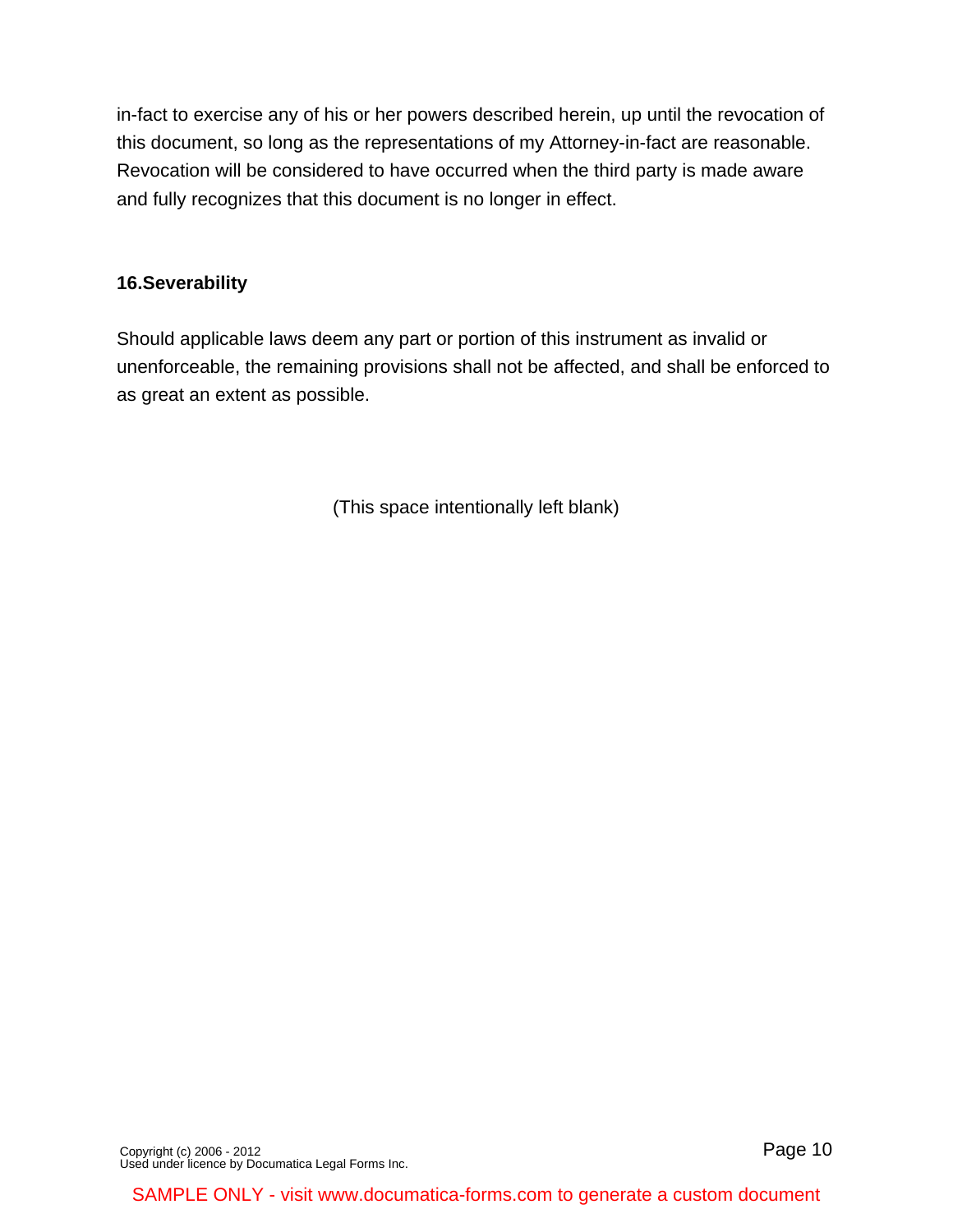in-fact to exercise any of his or her powers described herein, up until the revocation of this document, so long as the representations of my Attorney-in-fact are reasonable. Revocation will be considered to have occurred when the third party is made aware and fully recognizes that this document is no longer in effect.

**16.Severability**

Should applicable laws deem any part or portion of this instrument as invalid or unenforceable, the remaining provisions shall not be affected, and shall be enforced to as great an extent as possible.

(This space intentionally left blank)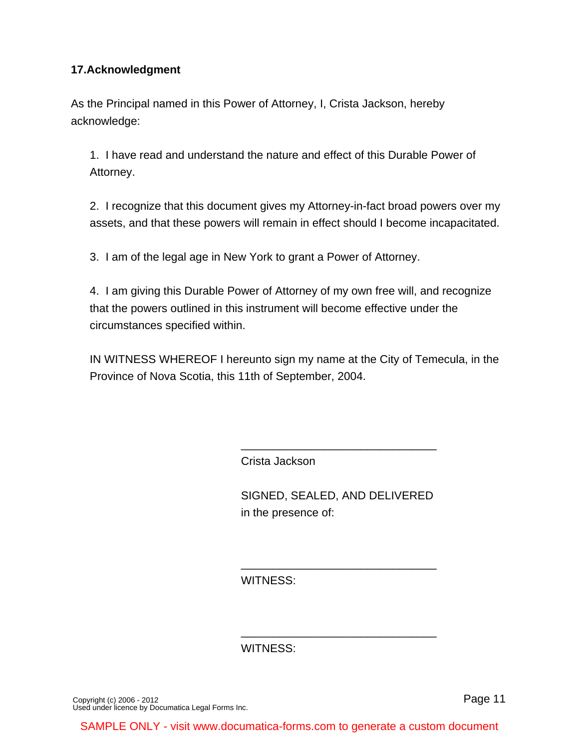**17.Acknowledgment**

As the Principal named in this Power of Attorney, I, Crista Jackson, hereby acknowledge:

1. I have read and understand the nature and effect of this Durable Power of Attorney.

2. I recognize that this document gives my Attorney-in-fact broad powers over my assets, and that these powers will remain in effect should I become incapacitated.

3. I am of the legal age in New York to grant a Power of Attorney.

4. I am giving this Durable Power of Attorney of my own free will, and recognize that the powers outlined in this instrument will become effective under the circumstances specified within.

IN WITNESS WHEREOF I hereunto sign my name at the City of Temecula, in the Province of Nova Scotia, this 11th of September, 2004.

_______________________________
Crista Jackson

SIGNED, SEALED, AND DELIVERED
in the presence of:

_______________________________
WITNESS:

_______________________________
WITNESS:

Copyright (c) 2006 - 2012
Used under licence by Documatica Legal Forms Inc.

SAMPLE ONLY - visit www.documatica-forms.com to generate a custom document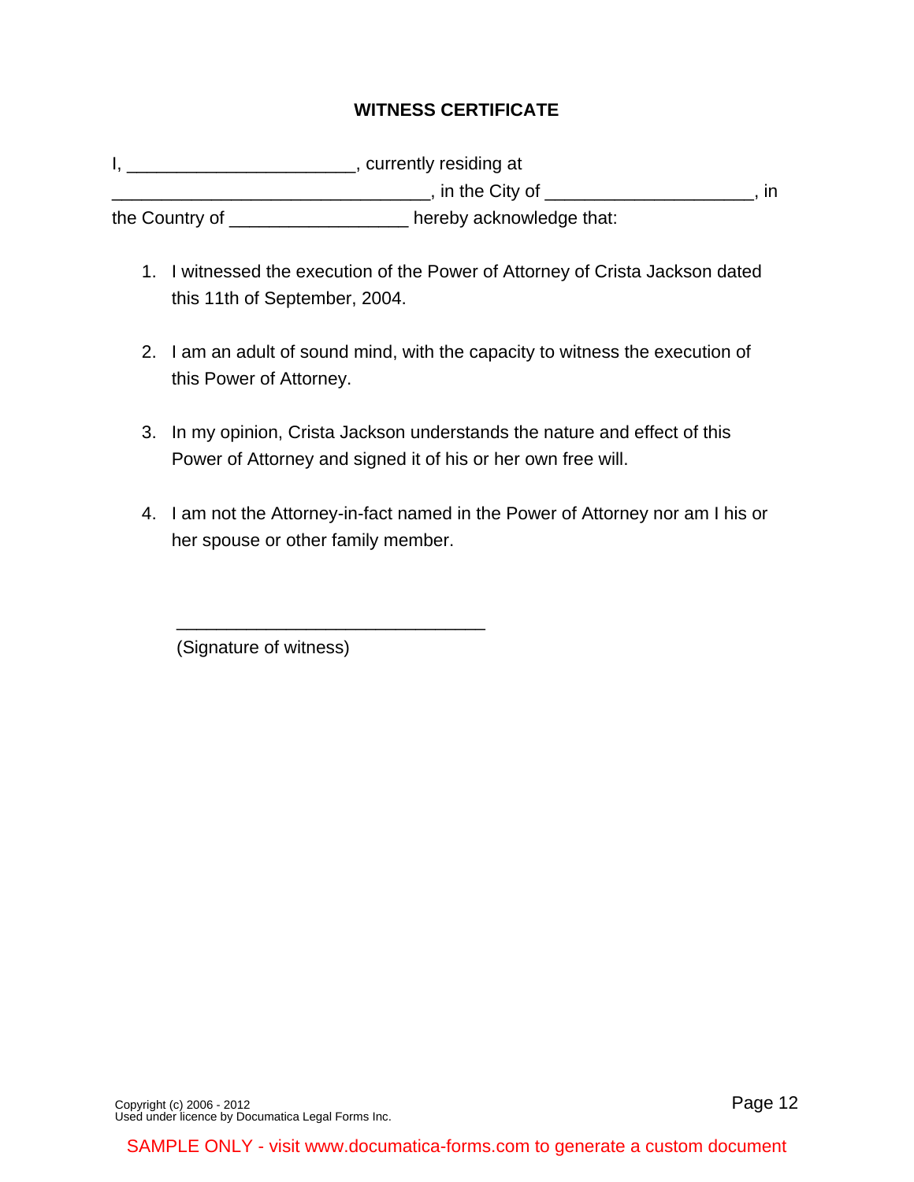## WITNESS CERTIFICATE

I, _______________________, currently residing at _________________________________, in the City of _____________________, in the Country of __________________ hereby acknowledge that:

1. I witnessed the execution of the Power of Attorney of Crista Jackson dated this 11th of September, 2004.

2. I am an adult of sound mind, with the capacity to witness the execution of this Power of Attorney.

3. In my opinion, Crista Jackson understands the nature and effect of this Power of Attorney and signed it of his or her own free will.

4. I am not the Attorney-in-fact named in the Power of Attorney nor am I his or her spouse or other family member.

________________________________
(Signature of witness)

Copyright (c) 2006 - 2012
Used under licence by Documatica Legal Forms Inc.

SAMPLE ONLY - visit www.documatica-forms.com to generate a custom document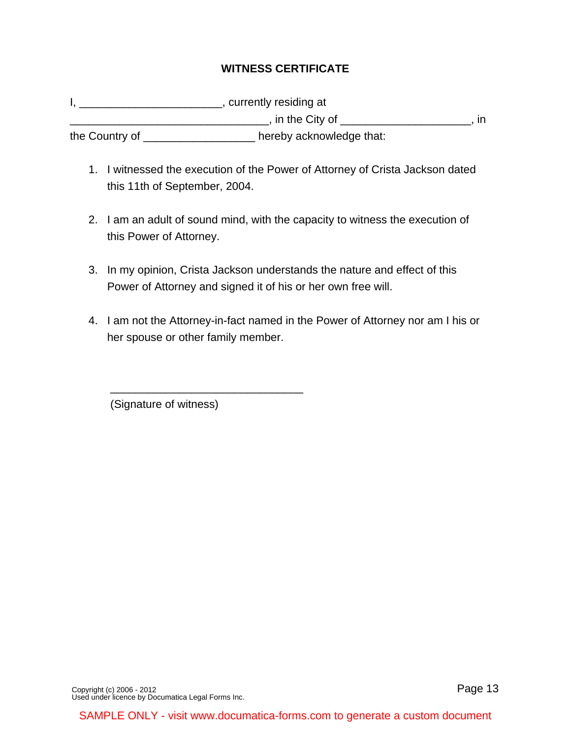## WITNESS CERTIFICATE

I, _______________________, currently residing at _________________________________, in the City of _____________________, in the Country of __________________ hereby acknowledge that:

1. I witnessed the execution of the Power of Attorney of Crista Jackson dated this 11th of September, 2004.

2. I am an adult of sound mind, with the capacity to witness the execution of this Power of Attorney.

3. In my opinion, Crista Jackson understands the nature and effect of this Power of Attorney and signed it of his or her own free will.

4. I am not the Attorney-in-fact named in the Power of Attorney nor am I his or her spouse or other family member.

________________________________
(Signature of witness)

Copyright (c) 2006 - 2012
Used under licence by Documatica Legal Forms Inc.

SAMPLE ONLY - visit www.documatica-forms.com to generate a custom document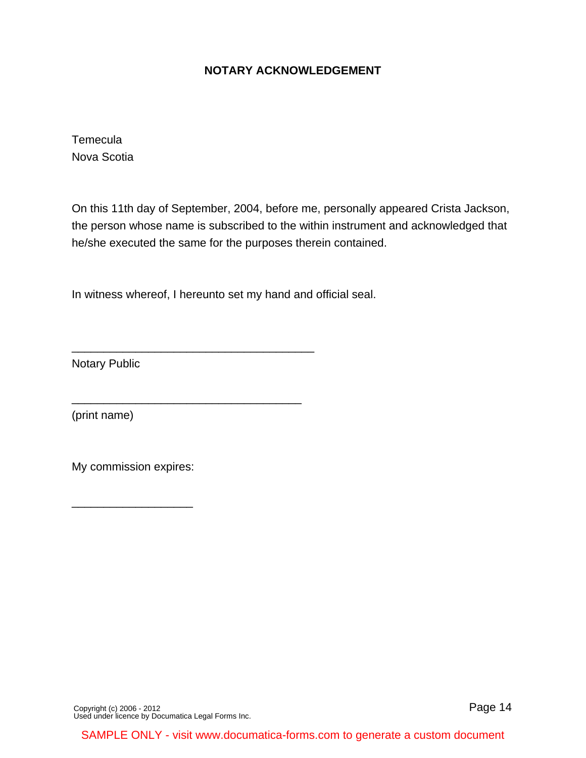**NOTARY ACKNOWLEDGEMENT**

Temecula
Nova Scotia

On this 11th day of September, 2004, before me, personally appeared Crista Jackson, the person whose name is subscribed to the within instrument and acknowledged that he/she executed the same for the purposes therein contained.

In witness whereof, I hereunto set my hand and official seal.

______________________________________
Notary Public

____________________________________
(print name)

My commission expires:

___________________

Copyright (c) 2006 - 2012
Used under licence by Documatica Legal Forms Inc.

SAMPLE ONLY - visit www.documatica-forms.com to generate a custom document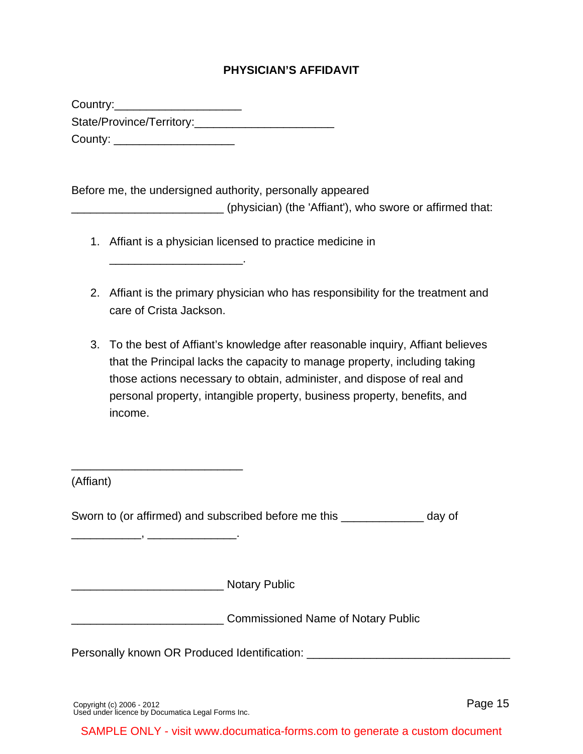# PHYSICIAN'S AFFIDAVIT

Country:____________________
State/Province/Territory:______________________
County: ___________________

Before me, the undersigned authority, personally appeared ________________________ (physician) (the 'Affiant'), who swore or affirmed that:

1. Affiant is a physician licensed to practice medicine in _____________________.

2. Affiant is the primary physician who has responsibility for the treatment and care of Crista Jackson.

3. To the best of Affiant's knowledge after reasonable inquiry, Affiant believes that the Principal lacks the capacity to manage property, including taking those actions necessary to obtain, administer, and dispose of real and personal property, intangible property, business property, benefits, and income.

___________________________
(Affiant)

Sworn to (or affirmed) and subscribed before me this _____________ day of ___________, ______________.

________________________ Notary Public

________________________ Commissioned Name of Notary Public

Personally known OR Produced Identification: ________________________________

Copyright (c) 2006 - 2012
Used under licence by Documatica Legal Forms Inc.

SAMPLE ONLY - visit www.documatica-forms.com to generate a custom document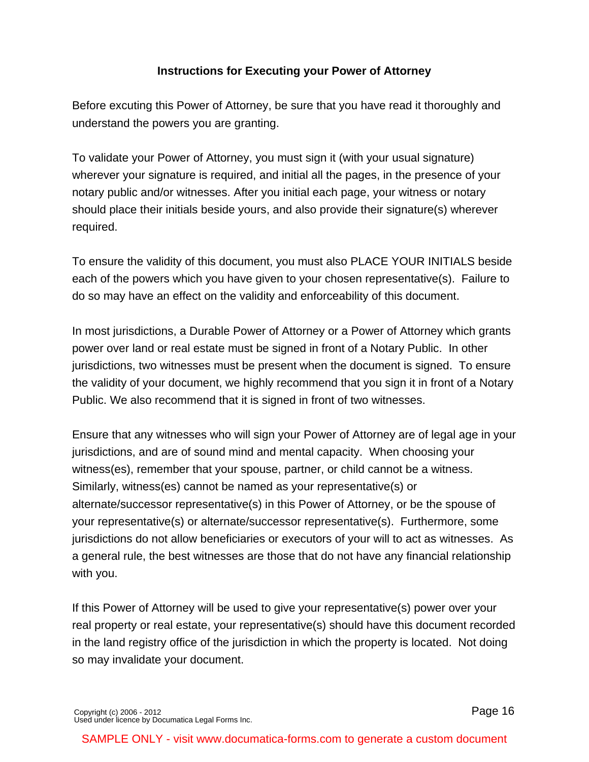## Instructions for Executing your Power of Attorney

Before excuting this Power of Attorney, be sure that you have read it thoroughly and understand the powers you are granting.

To validate your Power of Attorney, you must sign it (with your usual signature) wherever your signature is required, and initial all the pages, in the presence of your notary public and/or witnesses. After you initial each page, your witness or notary should place their initials beside yours, and also provide their signature(s) wherever required.

To ensure the validity of this document, you must also PLACE YOUR INITIALS beside each of the powers which you have given to your chosen representative(s). Failure to do so may have an effect on the validity and enforceability of this document.

In most jurisdictions, a Durable Power of Attorney or a Power of Attorney which grants power over land or real estate must be signed in front of a Notary Public. In other jurisdictions, two witnesses must be present when the document is signed. To ensure the validity of your document, we highly recommend that you sign it in front of a Notary Public. We also recommend that it is signed in front of two witnesses.

Ensure that any witnesses who will sign your Power of Attorney are of legal age in your jurisdictions, and are of sound mind and mental capacity. When choosing your witness(es), remember that your spouse, partner, or child cannot be a witness. Similarly, witness(es) cannot be named as your representative(s) or alternate/successor representative(s) in this Power of Attorney, or be the spouse of your representative(s) or alternate/successor representative(s). Furthermore, some jurisdictions do not allow beneficiaries or executors of your will to act as witnesses. As a general rule, the best witnesses are those that do not have any financial relationship with you.

If this Power of Attorney will be used to give your representative(s) power over your real property or real estate, your representative(s) should have this document recorded in the land registry office of the jurisdiction in which the property is located. Not doing so may invalidate your document.

Copyright (c) 2006 - 2012
Used under licence by Documatica Legal Forms Inc.

SAMPLE ONLY - visit www.documatica-forms.com to generate a custom document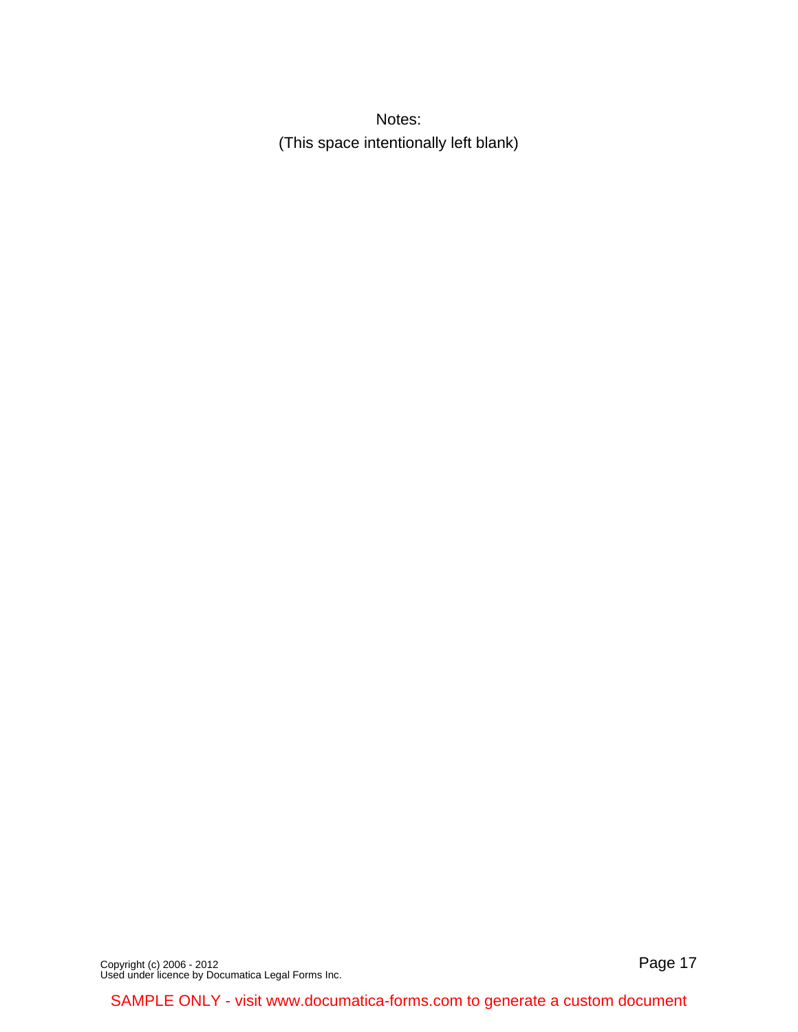Notes:

(This space intentionally left blank)